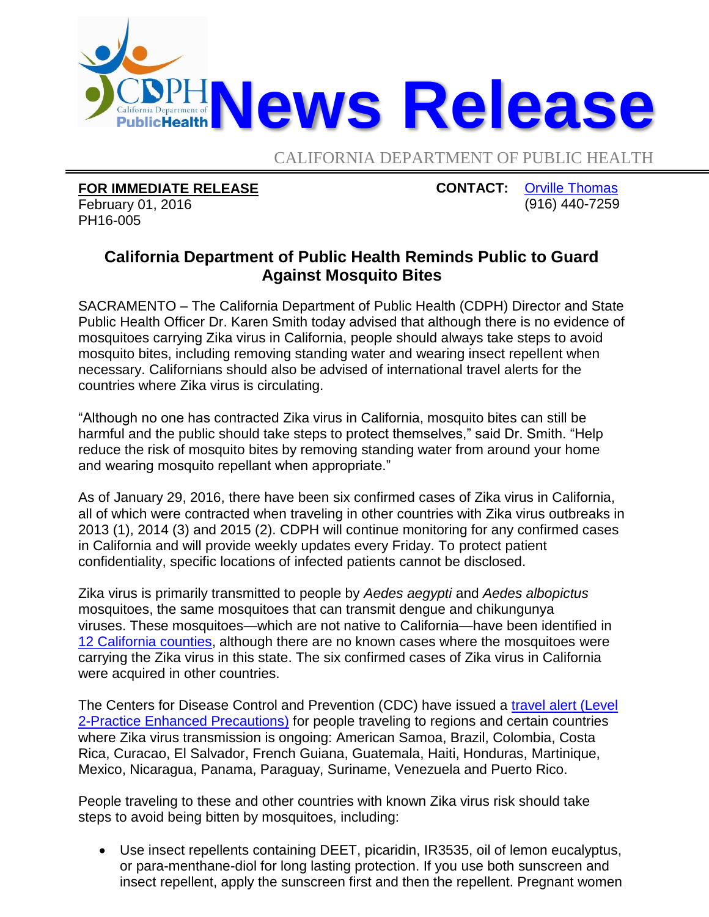# News Release

CALIFORNIA DEPARTMENT OF PUBLIC HEALTH

**FOR IMMEDIATE RELEASE**
February 01, 2016
PH16-005

**CONTACT:** Orville Thomas
(916) 440-7259

## California Department of Public Health Reminds Public to Guard Against Mosquito Bites

SACRAMENTO – The California Department of Public Health (CDPH) Director and State Public Health Officer Dr. Karen Smith today advised that although there is no evidence of mosquitoes carrying Zika virus in California, people should always take steps to avoid mosquito bites, including removing standing water and wearing insect repellent when necessary. Californians should also be advised of international travel alerts for the countries where Zika virus is circulating.

"Although no one has contracted Zika virus in California, mosquito bites can still be harmful and the public should take steps to protect themselves," said Dr. Smith. "Help reduce the risk of mosquito bites by removing standing water from around your home and wearing mosquito repellant when appropriate."

As of January 29, 2016, there have been six confirmed cases of Zika virus in California, all of which were contracted when traveling in other countries with Zika virus outbreaks in 2013 (1), 2014 (3) and 2015 (2). CDPH will continue monitoring for any confirmed cases in California and will provide weekly updates every Friday. To protect patient confidentiality, specific locations of infected patients cannot be disclosed.

Zika virus is primarily transmitted to people by *Aedes aegypti* and *Aedes albopictus* mosquitoes, the same mosquitoes that can transmit dengue and chikungunya viruses. These mosquitoes—which are not native to California—have been identified in 12 California counties, although there are no known cases where the mosquitoes were carrying the Zika virus in this state. The six confirmed cases of Zika virus in California were acquired in other countries.

The Centers for Disease Control and Prevention (CDC) have issued a travel alert (Level 2-Practice Enhanced Precautions) for people traveling to regions and certain countries where Zika virus transmission is ongoing: American Samoa, Brazil, Colombia, Costa Rica, Curacao, El Salvador, French Guiana, Guatemala, Haiti, Honduras, Martinique, Mexico, Nicaragua, Panama, Paraguay, Suriname, Venezuela and Puerto Rico.

People traveling to these and other countries with known Zika virus risk should take steps to avoid being bitten by mosquitoes, including:

- Use insect repellents containing DEET, picaridin, IR3535, oil of lemon eucalyptus, or para-menthane-diol for long lasting protection. If you use both sunscreen and insect repellent, apply the sunscreen first and then the repellent. Pregnant women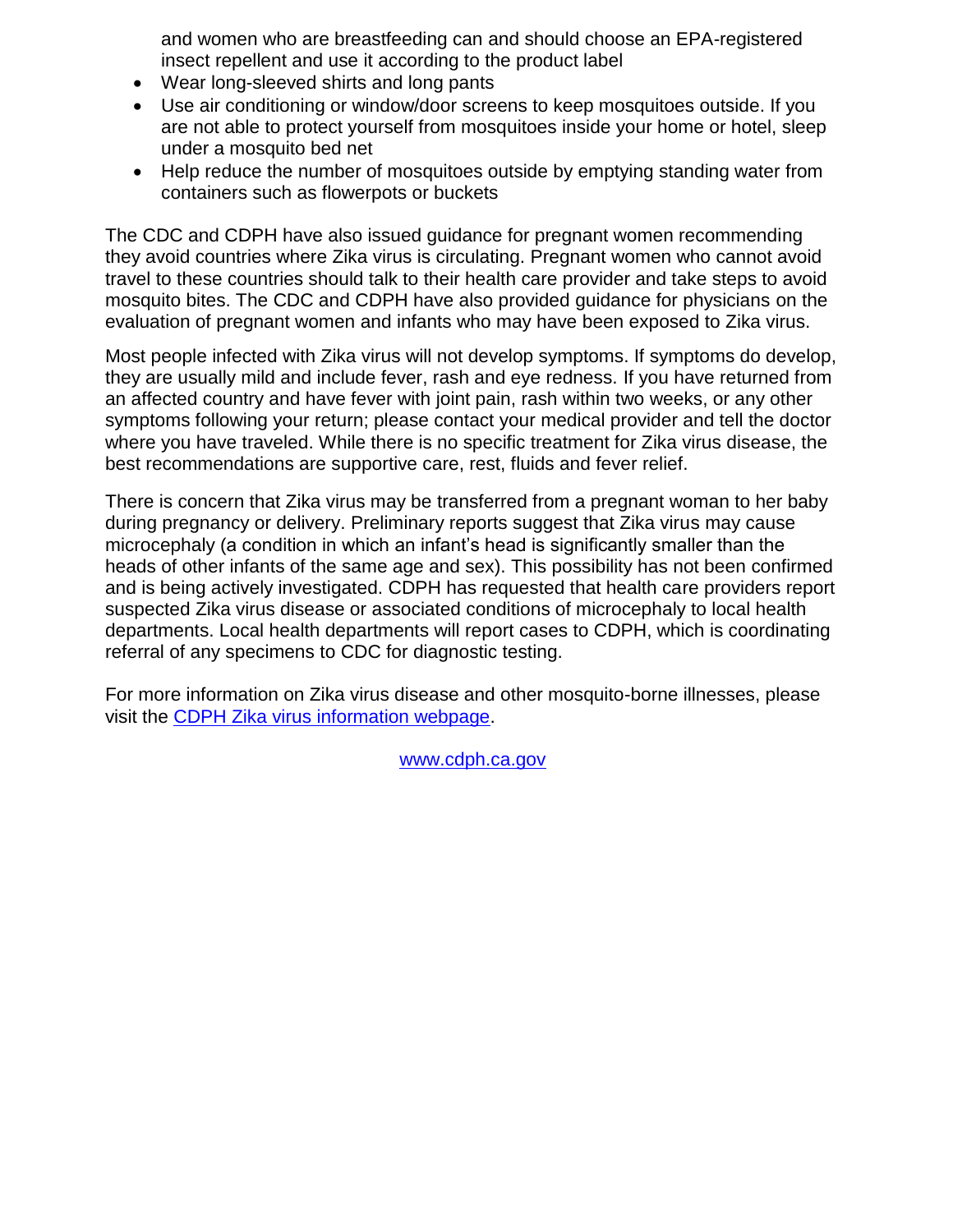and women who are breastfeeding can and should choose an EPA-registered insect repellent and use it according to the product label

- Wear long-sleeved shirts and long pants
- Use air conditioning or window/door screens to keep mosquitoes outside. If you are not able to protect yourself from mosquitoes inside your home or hotel, sleep under a mosquito bed net
- Help reduce the number of mosquitoes outside by emptying standing water from containers such as flowerpots or buckets

The CDC and CDPH have also issued guidance for pregnant women recommending they avoid countries where Zika virus is circulating. Pregnant women who cannot avoid travel to these countries should talk to their health care provider and take steps to avoid mosquito bites. The CDC and CDPH have also provided guidance for physicians on the evaluation of pregnant women and infants who may have been exposed to Zika virus.

Most people infected with Zika virus will not develop symptoms. If symptoms do develop, they are usually mild and include fever, rash and eye redness. If you have returned from an affected country and have fever with joint pain, rash within two weeks, or any other symptoms following your return; please contact your medical provider and tell the doctor where you have traveled. While there is no specific treatment for Zika virus disease, the best recommendations are supportive care, rest, fluids and fever relief.

There is concern that Zika virus may be transferred from a pregnant woman to her baby during pregnancy or delivery. Preliminary reports suggest that Zika virus may cause microcephaly (a condition in which an infant's head is significantly smaller than the heads of other infants of the same age and sex). This possibility has not been confirmed and is being actively investigated. CDPH has requested that health care providers report suspected Zika virus disease or associated conditions of microcephaly to local health departments. Local health departments will report cases to CDPH, which is coordinating referral of any specimens to CDC for diagnostic testing.

For more information on Zika virus disease and other mosquito-borne illnesses, please visit the [CDPH Zika virus information webpage](#).

[www.cdph.ca.gov](http://www.cdph.ca.gov)